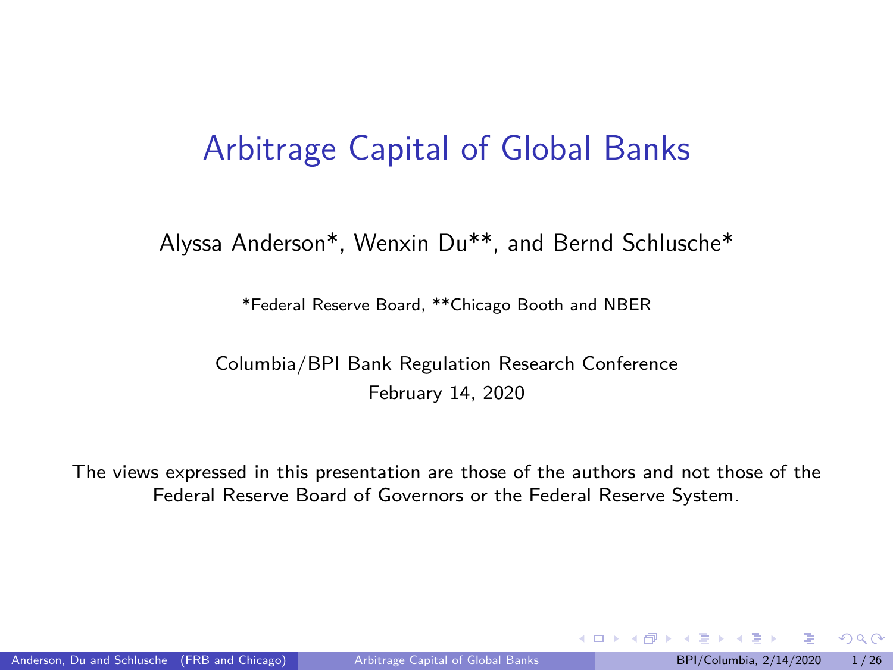# Arbitrage Capital of Global Banks

Alyssa Anderson*, Wenxin Du**, and Bernd Schlusche*

*Federal Reserve Board, **Chicago Booth and NBER

Columbia/BPI Bank Regulation Research Conference
February 14, 2020

The views expressed in this presentation are those of the authors and not those of the Federal Reserve Board of Governors or the Federal Reserve System.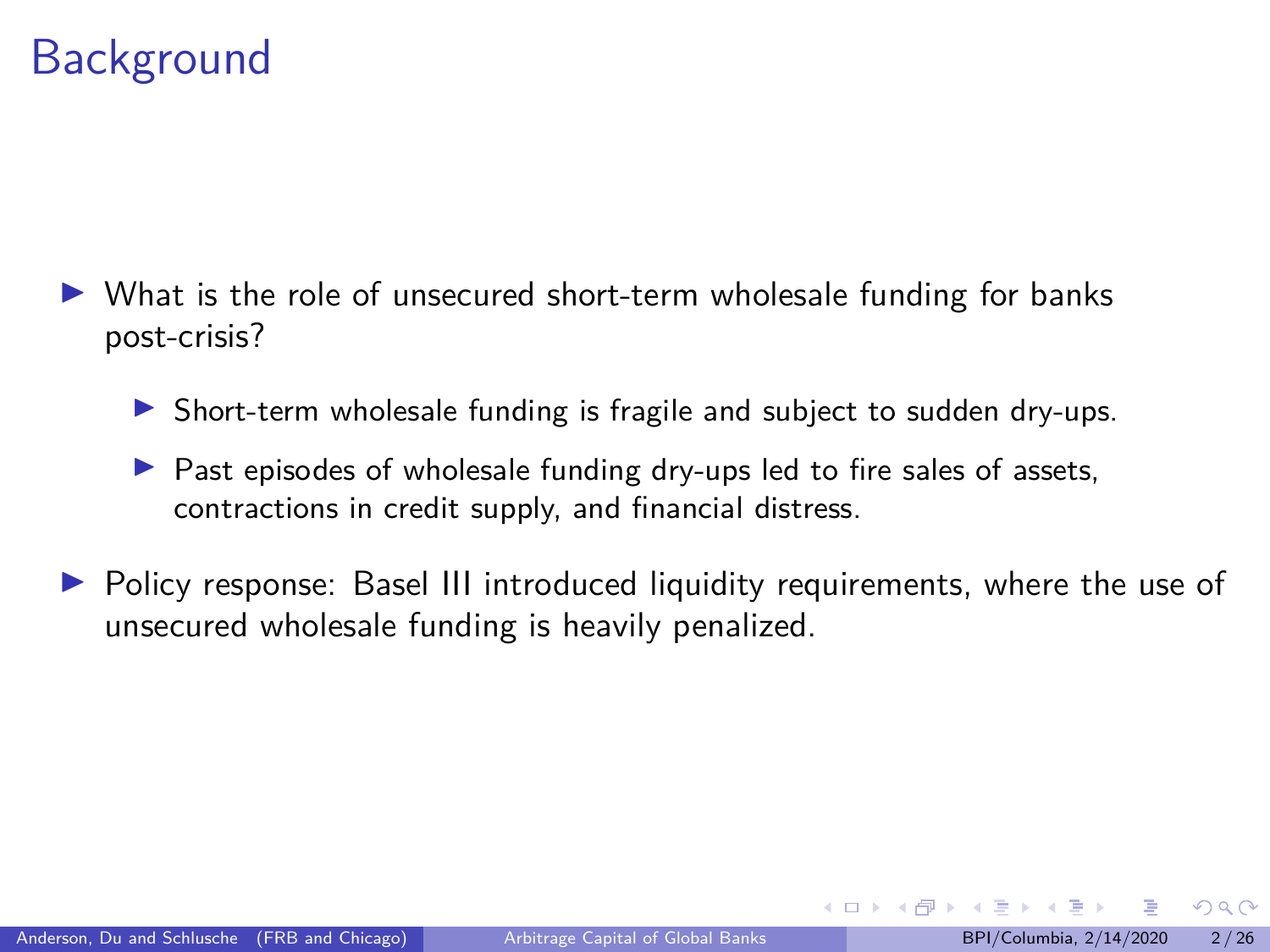# Background

- What is the role of unsecured short-term wholesale funding for banks post-crisis?
  - Short-term wholesale funding is fragile and subject to sudden dry-ups.
  - Past episodes of wholesale funding dry-ups led to fire sales of assets, contractions in credit supply, and financial distress.
- Policy response: Basel III introduced liquidity requirements, where the use of unsecured wholesale funding is heavily penalized.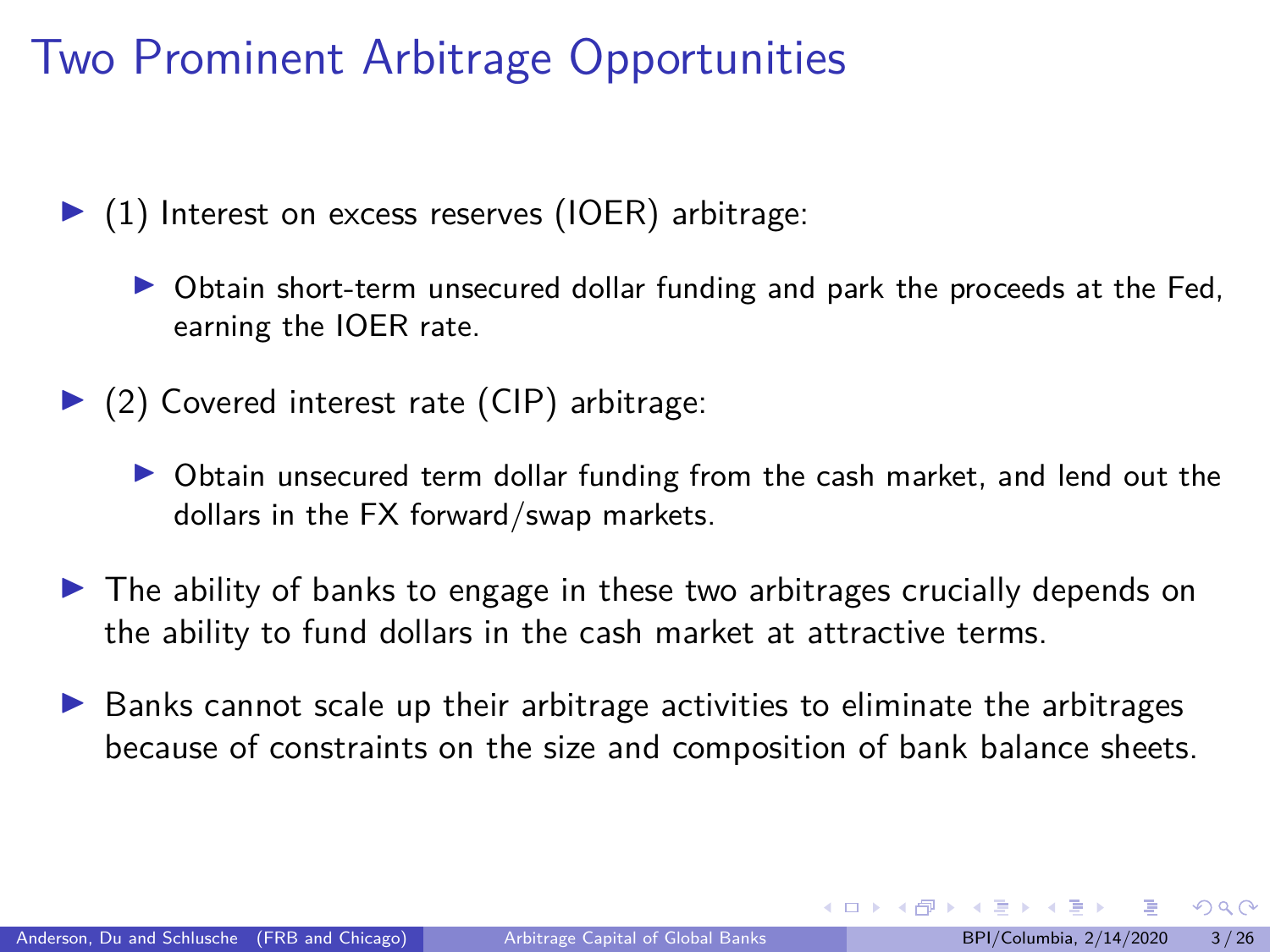# Two Prominent Arbitrage Opportunities

- (1) Interest on excess reserves (IOER) arbitrage:
  - Obtain short-term unsecured dollar funding and park the proceeds at the Fed, earning the IOER rate.
- (2) Covered interest rate (CIP) arbitrage:
  - Obtain unsecured term dollar funding from the cash market, and lend out the dollars in the FX forward/swap markets.
- The ability of banks to engage in these two arbitrages crucially depends on the ability to fund dollars in the cash market at attractive terms.
- Banks cannot scale up their arbitrage activities to eliminate the arbitrages because of constraints on the size and composition of bank balance sheets.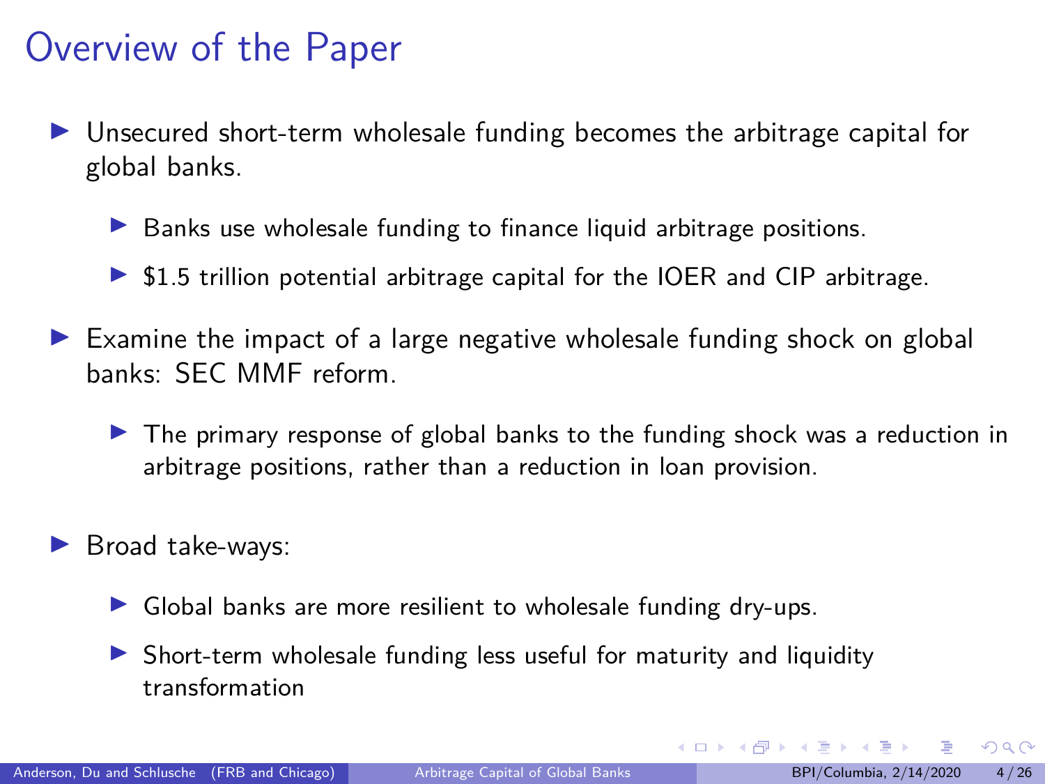# Overview of the Paper

- Unsecured short-term wholesale funding becomes the arbitrage capital for global banks.
  - Banks use wholesale funding to finance liquid arbitrage positions.
  - $1.5 trillion potential arbitrage capital for the IOER and CIP arbitrage.
- Examine the impact of a large negative wholesale funding shock on global banks: SEC MMF reform.
  - The primary response of global banks to the funding shock was a reduction in arbitrage positions, rather than a reduction in loan provision.
- Broad take-ways:
  - Global banks are more resilient to wholesale funding dry-ups.
  - Short-term wholesale funding less useful for maturity and liquidity transformation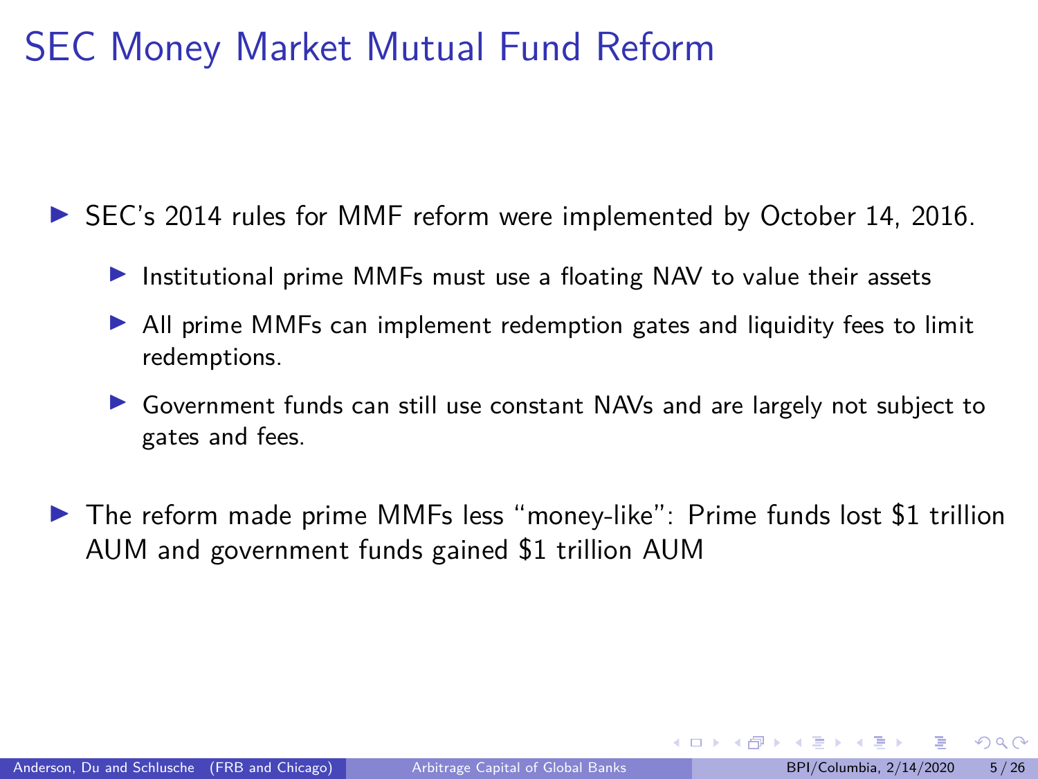# SEC Money Market Mutual Fund Reform

- SEC's 2014 rules for MMF reform were implemented by October 14, 2016.
  - Institutional prime MMFs must use a floating NAV to value their assets
  - All prime MMFs can implement redemption gates and liquidity fees to limit redemptions.
  - Government funds can still use constant NAVs and are largely not subject to gates and fees.
- The reform made prime MMFs less "money-like": Prime funds lost $1 trillion AUM and government funds gained $1 trillion AUM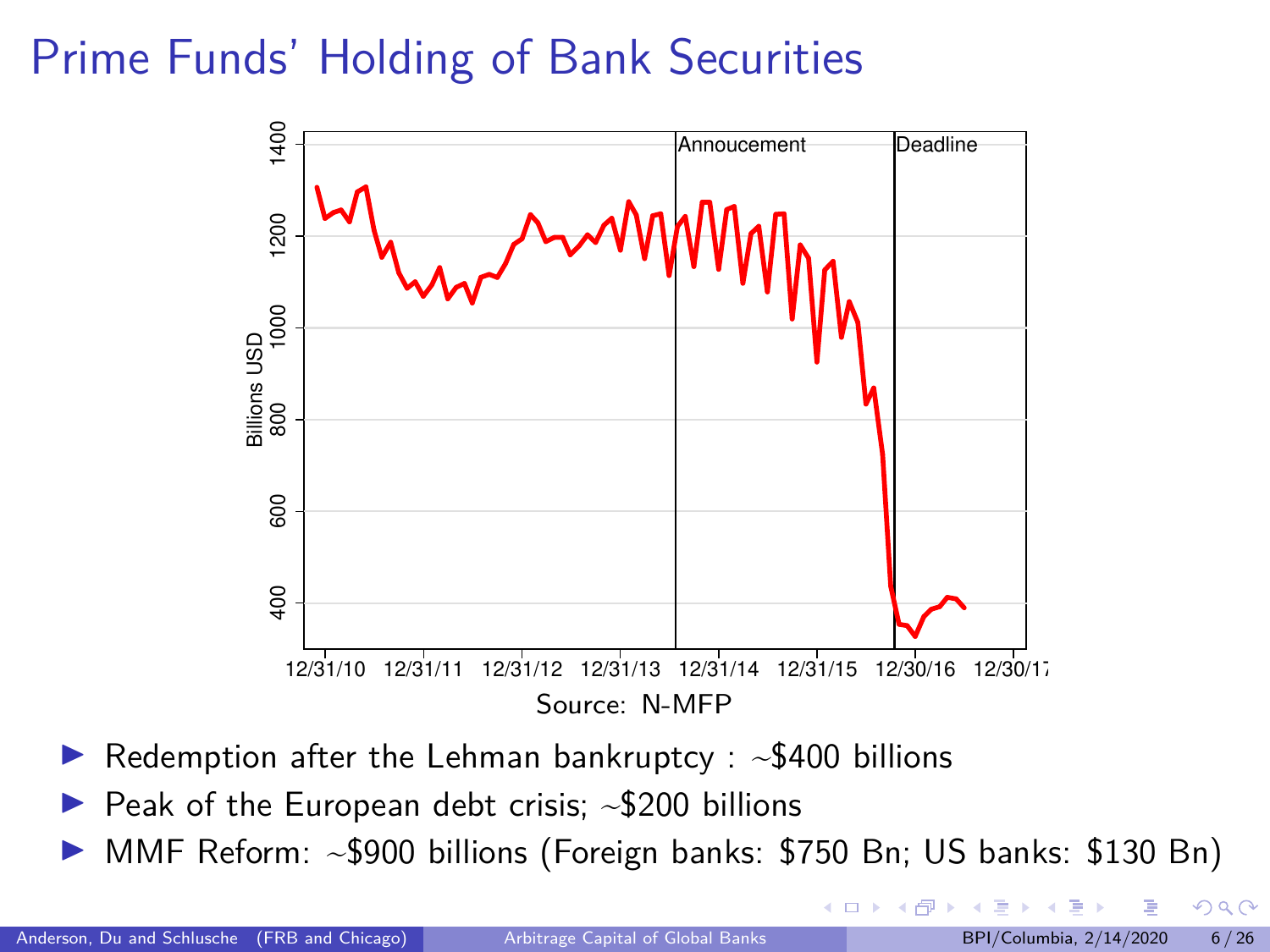# Prime Funds' Holding of Bank Securities

Source: N-MFP

- Redemption after the Lehman bankruptcy : ~\$400 billions
- Peak of the European debt crisis; ~\$200 billions
- MMF Reform: ~\$900 billions (Foreign banks: \$750 Bn; US banks: \$130 Bn)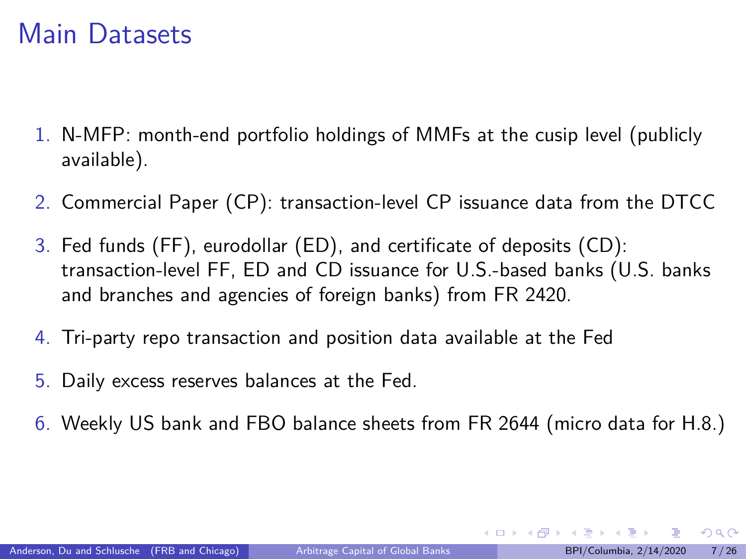# Main Datasets

1. N-MFP: month-end portfolio holdings of MMFs at the cusip level (publicly available).
2. Commercial Paper (CP): transaction-level CP issuance data from the DTCC
3. Fed funds (FF), eurodollar (ED), and certificate of deposits (CD): transaction-level FF, ED and CD issuance for U.S.-based banks (U.S. banks and branches and agencies of foreign banks) from FR 2420.
4. Tri-party repo transaction and position data available at the Fed
5. Daily excess reserves balances at the Fed.
6. Weekly US bank and FBO balance sheets from FR 2644 (micro data for H.8.)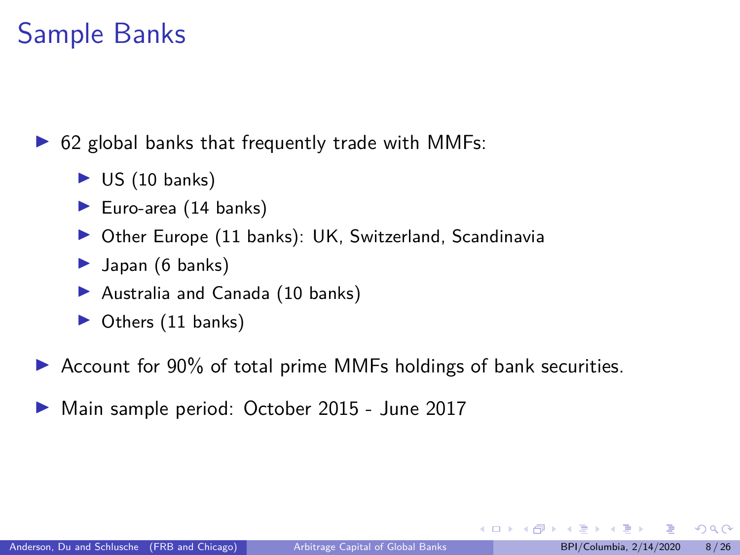# Sample Banks

- 62 global banks that frequently trade with MMFs:
  - US (10 banks)
  - Euro-area (14 banks)
  - Other Europe (11 banks): UK, Switzerland, Scandinavia
  - Japan (6 banks)
  - Australia and Canada (10 banks)
  - Others (11 banks)
- Account for 90% of total prime MMFs holdings of bank securities.
- Main sample period: October 2015 - June 2017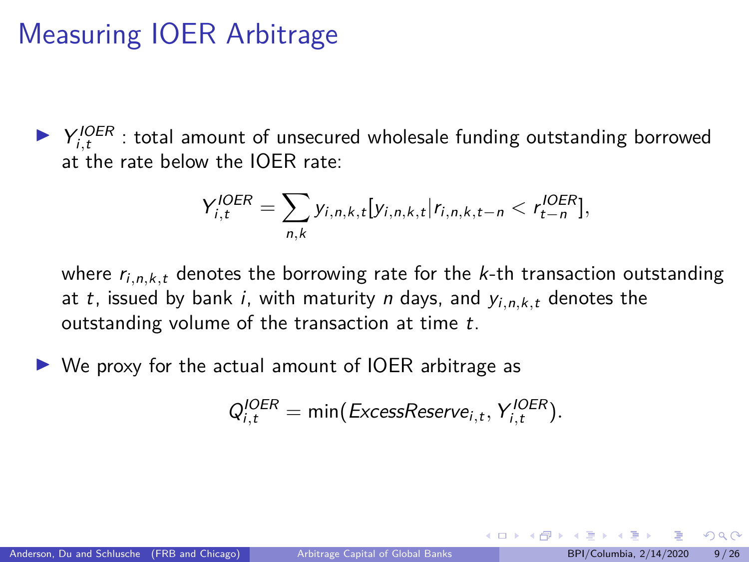# Measuring IOER Arbitrage

- $Y_{i,t}^{IOER}$ : total amount of unsecured wholesale funding outstanding borrowed at the rate below the IOER rate:

$$Y_{i,t}^{IOER} = \sum_{n,k} y_{i,n,k,t}[y_{i,n,k,t} | r_{i,n,k,t-n} < r_{t-n}^{IOER}],$$

  where $r_{i,n,k,t}$ denotes the borrowing rate for the $k$-th transaction outstanding at $t$, issued by bank $i$, with maturity $n$ days, and $y_{i,n,k,t}$ denotes the outstanding volume of the transaction at time $t$.

- We proxy for the actual amount of IOER arbitrage as

$$Q_{i,t}^{IOER} = \min(ExcessReserve_{i,t}, Y_{i,t}^{IOER}).$$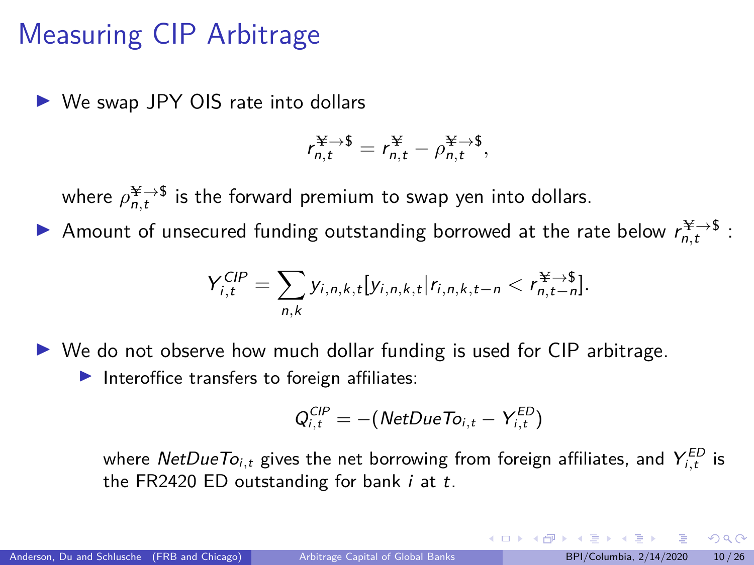# Measuring CIP Arbitrage

- We swap JPY OIS rate into dollars

$$r_{n,t}^{¥\to\$} = r_{n,t}^{¥} - \rho_{n,t}^{¥\to\$},$$

  where $\rho_{n,t}^{¥\to\$}$ is the forward premium to swap yen into dollars.

- Amount of unsecured funding outstanding borrowed at the rate below $r_{n,t}^{¥\to\$}$ :

$$Y_{i,t}^{CIP} = \sum_{n,k} y_{i,n,k,t}[y_{i,n,k,t} | r_{i,n,k,t-n} < r_{n,t-n}^{¥\to\$}].$$

- We do not observe how much dollar funding is used for CIP arbitrage.
  - Interoffice transfers to foreign affiliates:

$$Q_{i,t}^{CIP} = -(NetDueTo_{i,t} - Y_{i,t}^{ED})$$

    where $NetDueTo_{i,t}$ gives the net borrowing from foreign affiliates, and $Y_{i,t}^{ED}$ is the FR2420 ED outstanding for bank $i$ at $t$.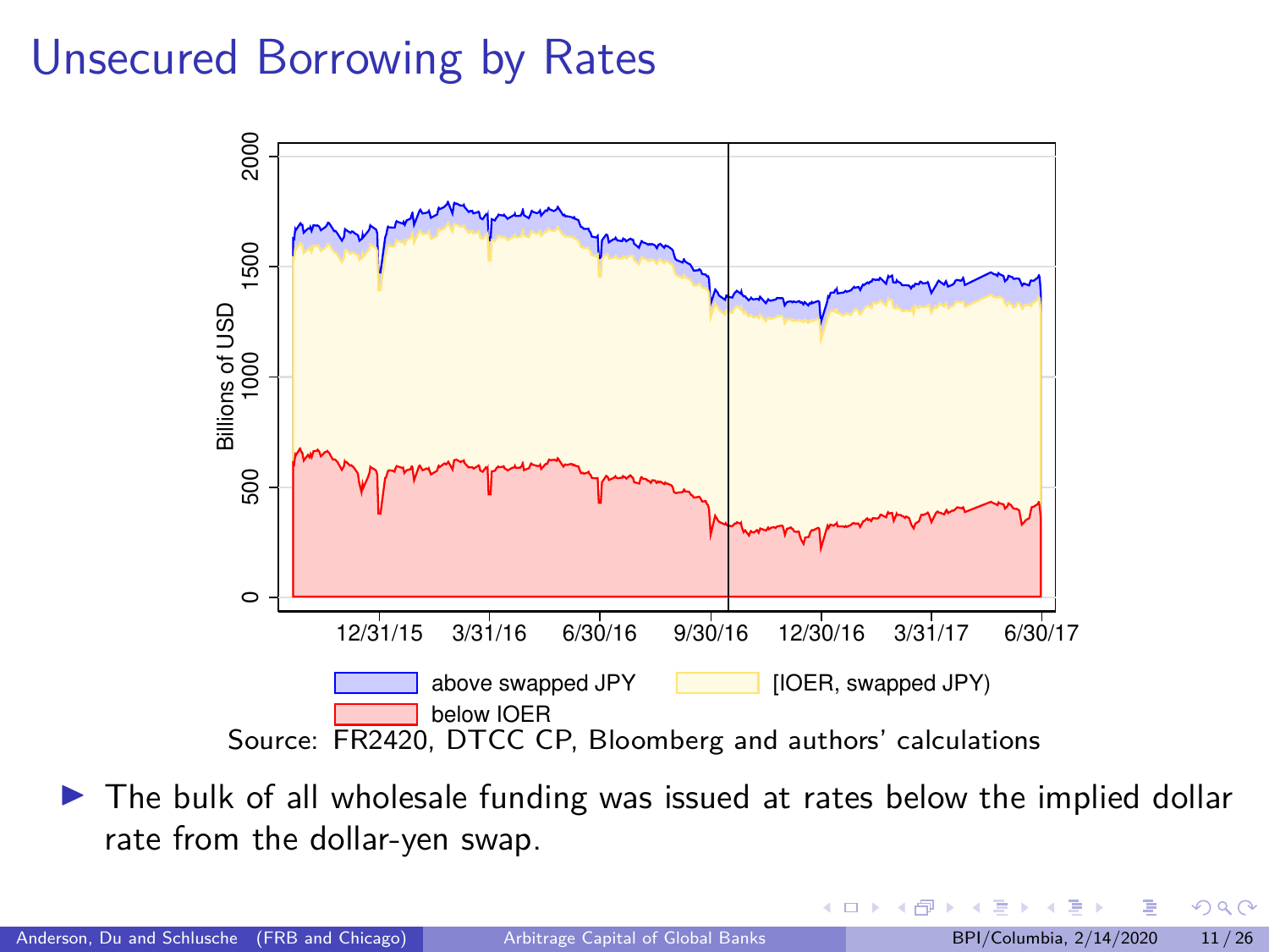# Unsecured Borrowing by Rates

Source: FR2420, DTCC CP, Bloomberg and authors' calculations

- The bulk of all wholesale funding was issued at rates below the implied dollar rate from the dollar-yen swap.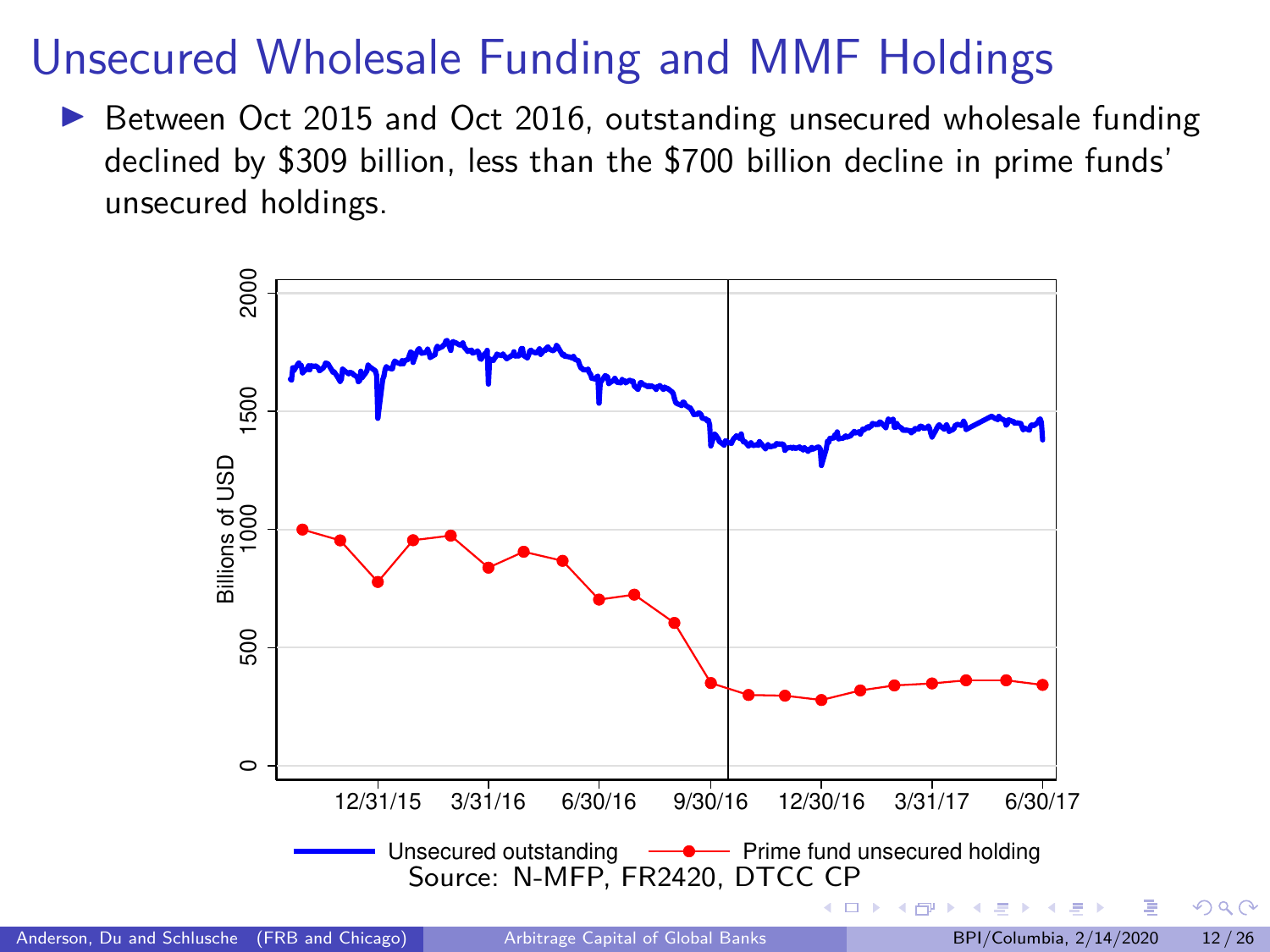# Unsecured Wholesale Funding and MMF Holdings

- Between Oct 2015 and Oct 2016, outstanding unsecured wholesale funding declined by $309 billion, less than the $700 billion decline in prime funds' unsecured holdings.

Source: N-MFP, FR2420, DTCC CP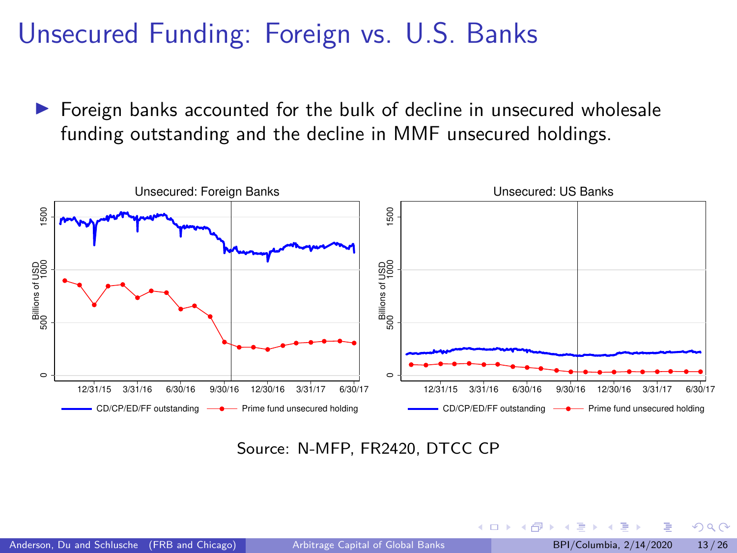# Unsecured Funding: Foreign vs. U.S. Banks

- Foreign banks accounted for the bulk of decline in unsecured wholesale funding outstanding and the decline in MMF unsecured holdings.

Source: N-MFP, FR2420, DTCC CP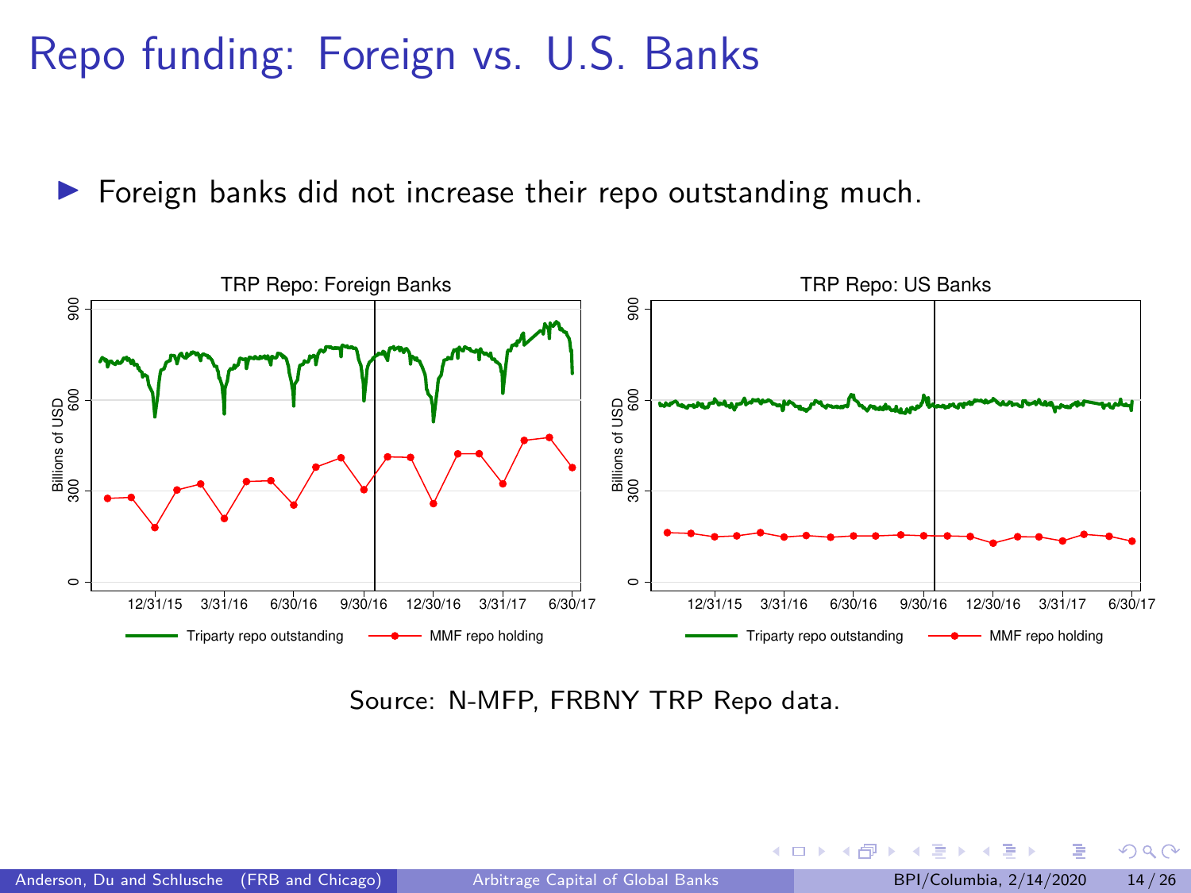# Repo funding: Foreign vs. U.S. Banks

- Foreign banks did not increase their repo outstanding much.

Source: N-MFP, FRBNY TRP Repo data.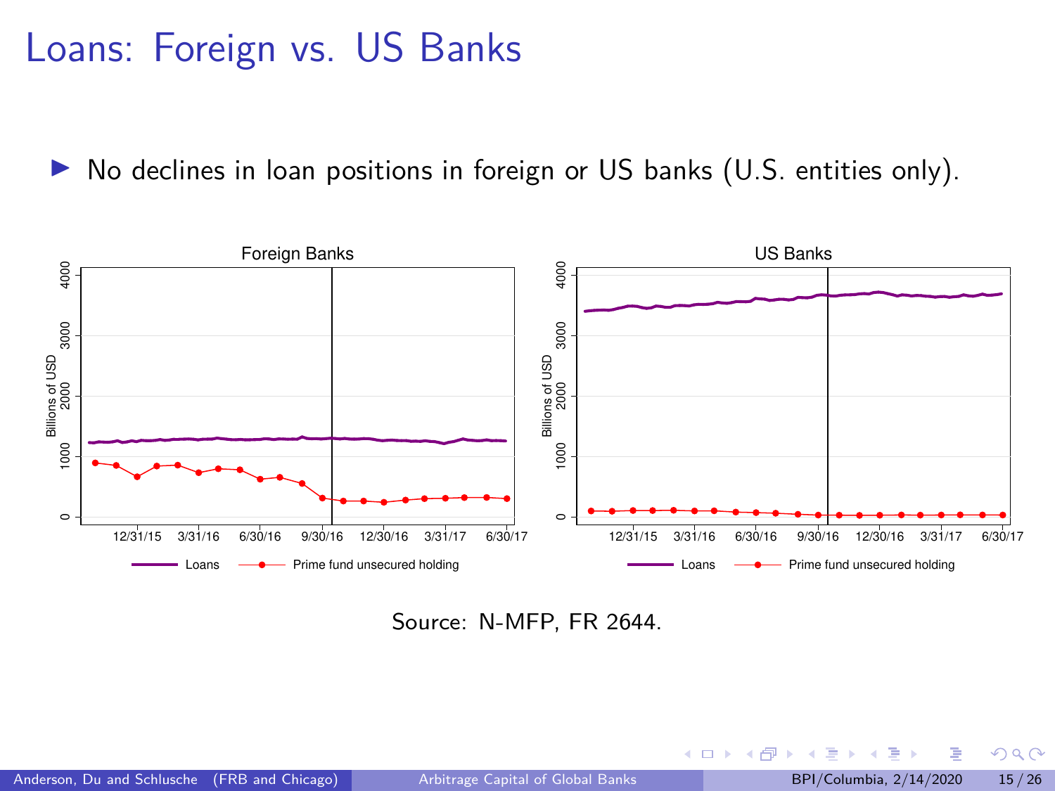# Loans: Foreign vs. US Banks

- No declines in loan positions in foreign or US banks (U.S. entities only).

Source: N-MFP, FR 2644.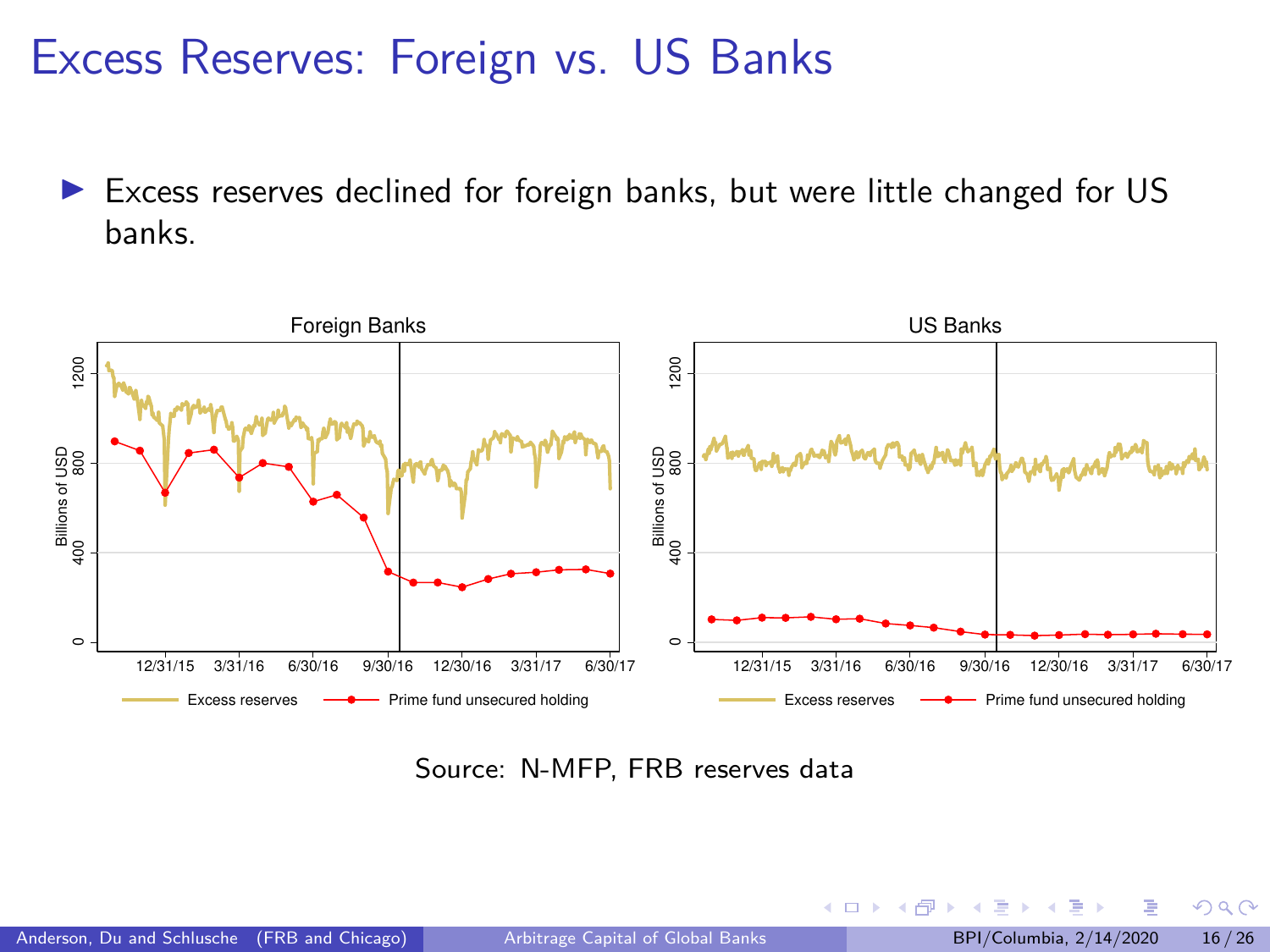# Excess Reserves: Foreign vs. US Banks

- Excess reserves declined for foreign banks, but were little changed for US banks.

Source: N-MFP, FRB reserves data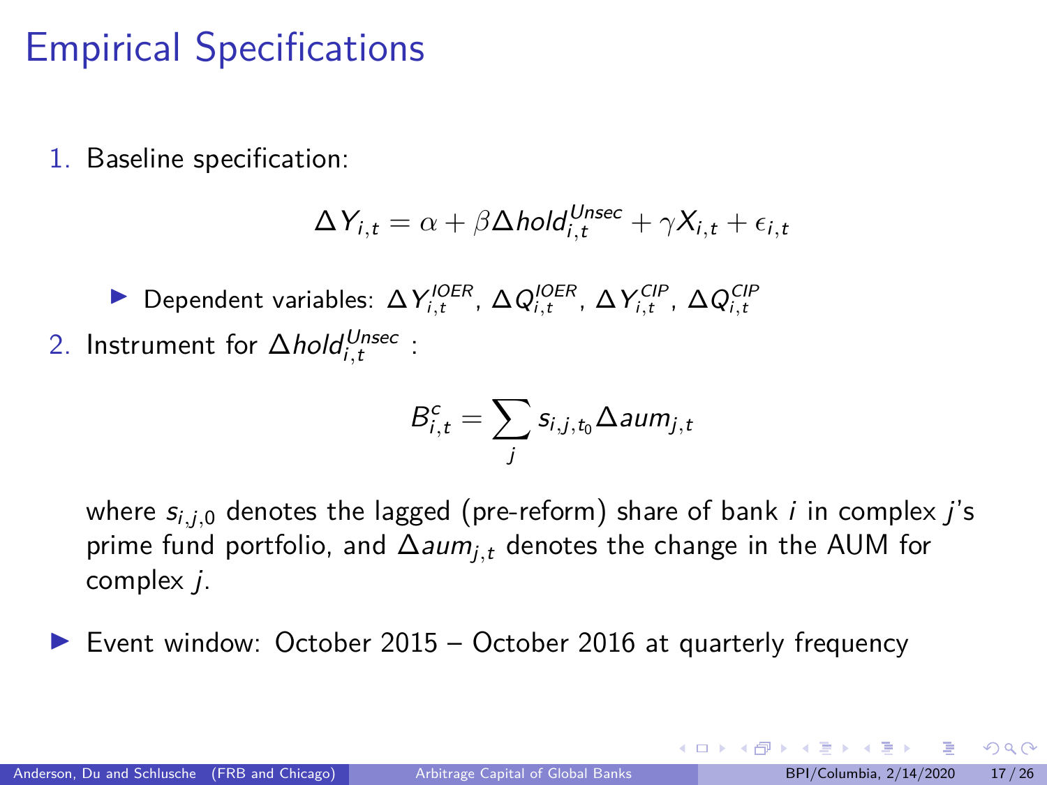# Empirical Specifications

1. Baseline specification:

$$\Delta Y_{i,t} = \alpha + \beta \Delta hold_{i,t}^{Unsec} + \gamma X_{i,t} + \epsilon_{i,t}$$

   - Dependent variables: $\Delta Y_{i,t}^{IOER}$, $\Delta Q_{i,t}^{IOER}$, $\Delta Y_{i,t}^{CIP}$, $\Delta Q_{i,t}^{CIP}$

2. Instrument for $\Delta hold_{i,t}^{Unsec}$ :

$$B_{i,t}^{c} = \sum_{j} s_{i,j,t_0} \Delta aum_{j,t}$$

   where $s_{i,j,0}$ denotes the lagged (pre-reform) share of bank $i$ in complex $j$'s prime fund portfolio, and $\Delta aum_{j,t}$ denotes the change in the AUM for complex $j$.

- Event window: October 2015 – October 2016 at quarterly frequency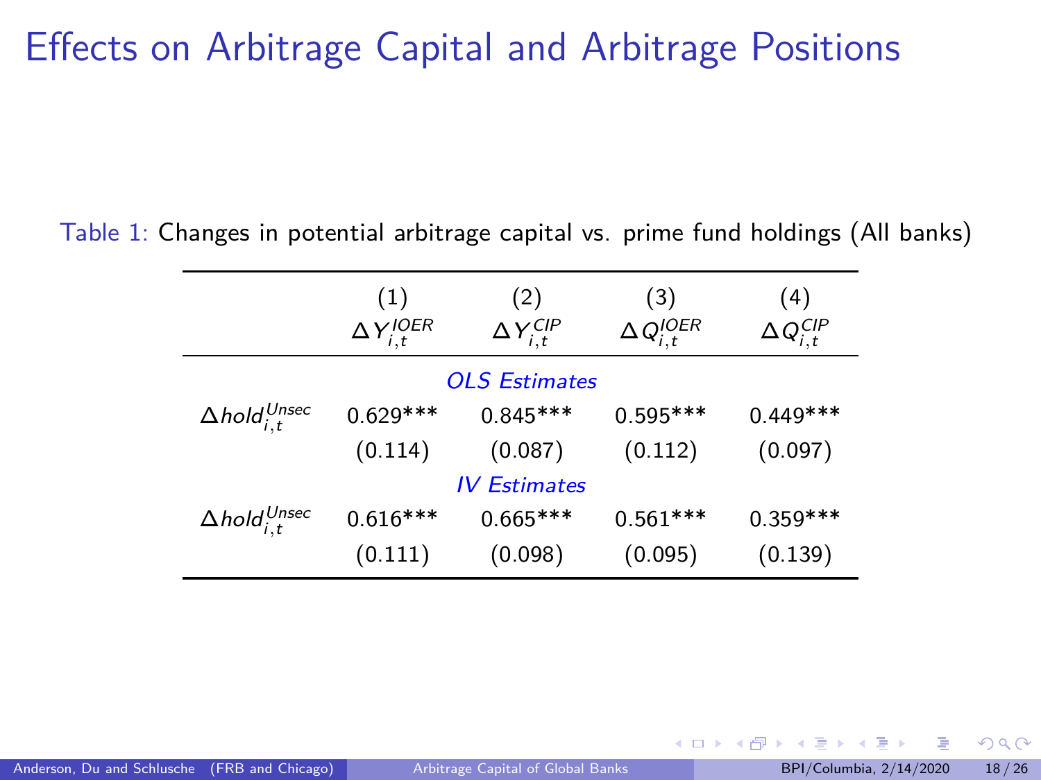# Effects on Arbitrage Capital and Arbitrage Positions

Table 1: Changes in potential arbitrage capital vs. prime fund holdings (All banks)

| | (1) $\Delta Y_{i,t}^{IOER}$ | (2) $\Delta Y_{i,t}^{CIP}$ | (3) $\Delta Q_{i,t}^{IOER}$ | (4) $\Delta Q_{i,t}^{CIP}$ |
|---|---|---|---|---|
| | | *OLS Estimates* | | |
| $\Delta hold_{i,t}^{Unsec}$ | 0.629*** | 0.845*** | 0.595*** | 0.449*** |
| | (0.114) | (0.087) | (0.112) | (0.097) |
| | | *IV Estimates* | | |
| $\Delta hold_{i,t}^{Unsec}$ | 0.616*** | 0.665*** | 0.561*** | 0.359*** |
| | (0.111) | (0.098) | (0.095) | (0.139) |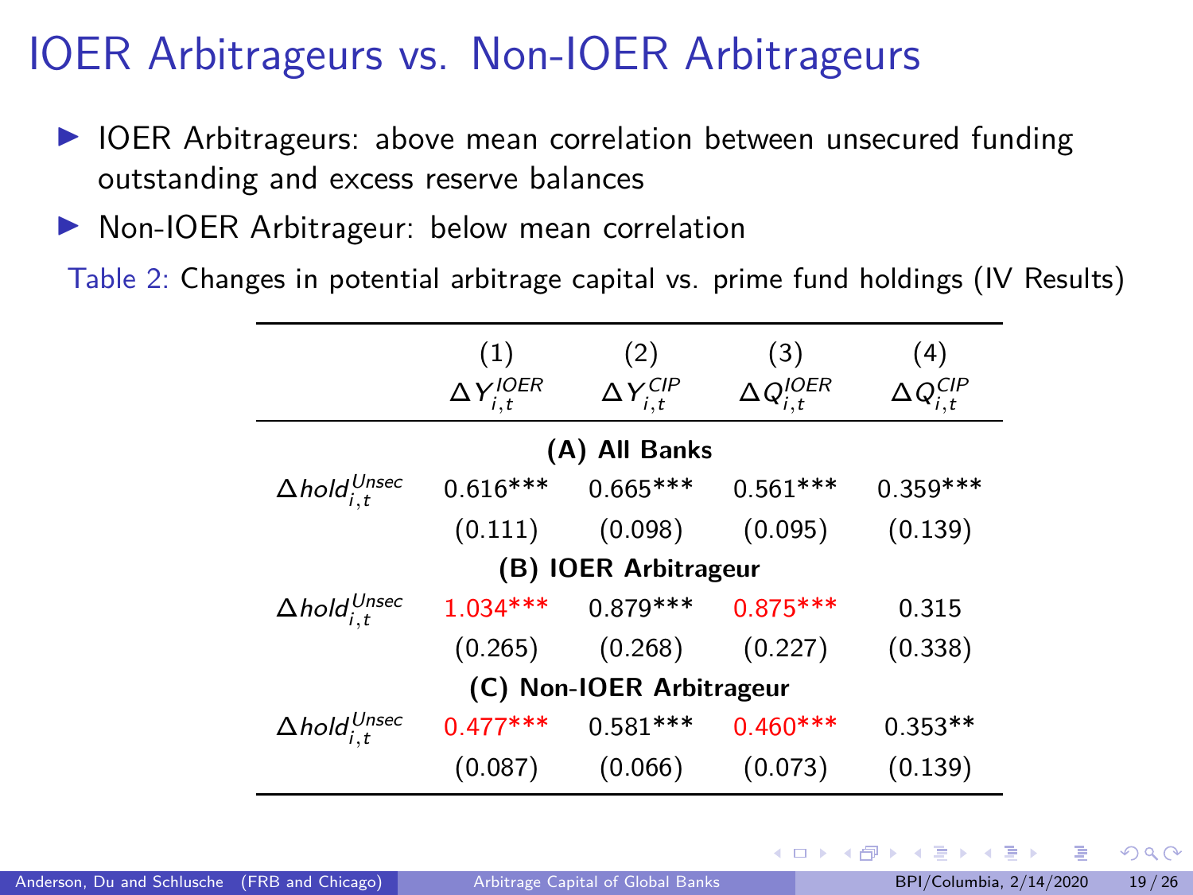# IOER Arbitrageurs vs. Non-IOER Arbitrageurs

- IOER Arbitrageurs: above mean correlation between unsecured funding outstanding and excess reserve balances
- Non-IOER Arbitrageur: below mean correlation

Table 2: Changes in potential arbitrage capital vs. prime fund holdings (IV Results)

| | (1) $\Delta Y_{i,t}^{IOER}$ | (2) $\Delta Y_{i,t}^{CIP}$ | (3) $\Delta Q_{i,t}^{IOER}$ | (4) $\Delta Q_{i,t}^{CIP}$ |
|---|---|---|---|---|
| **(A) All Banks** | | | | |
| $\Delta hold_{i,t}^{Unsec}$ | 0.616*** | 0.665*** | 0.561*** | 0.359*** |
| | (0.111) | (0.098) | (0.095) | (0.139) |
| **(B) IOER Arbitrageur** | | | | |
| $\Delta hold_{i,t}^{Unsec}$ | 1.034*** | 0.879*** | 0.875*** | 0.315 |
| | (0.265) | (0.268) | (0.227) | (0.338) |
| **(C) Non-IOER Arbitrageur** | | | | |
| $\Delta hold_{i,t}^{Unsec}$ | 0.477*** | 0.581*** | 0.460*** | 0.353** |
| | (0.087) | (0.066) | (0.073) | (0.139) |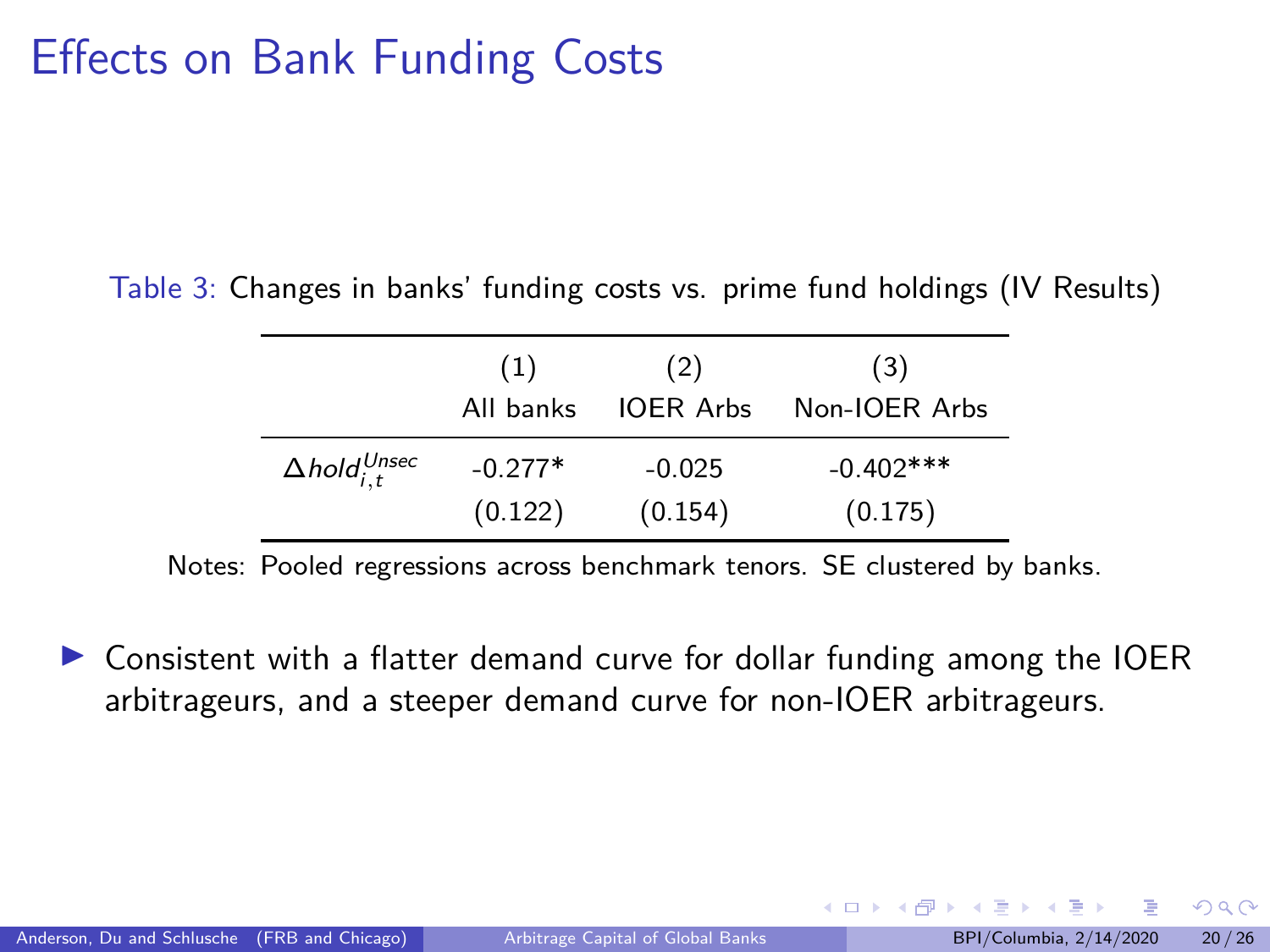# Effects on Bank Funding Costs

Table 3: Changes in banks' funding costs vs. prime fund holdings (IV Results)

| | (1) | (2) | (3) |
|---|---|---|---|
| | All banks | IOER Arbs | Non-IOER Arbs |
| $\Delta hold_{i,t}^{Unsec}$ | -0.277* | -0.025 | -0.402*** |
| | (0.122) | (0.154) | (0.175) |

Notes: Pooled regressions across benchmark tenors. SE clustered by banks.

- Consistent with a flatter demand curve for dollar funding among the IOER arbitrageurs, and a steeper demand curve for non-IOER arbitrageurs.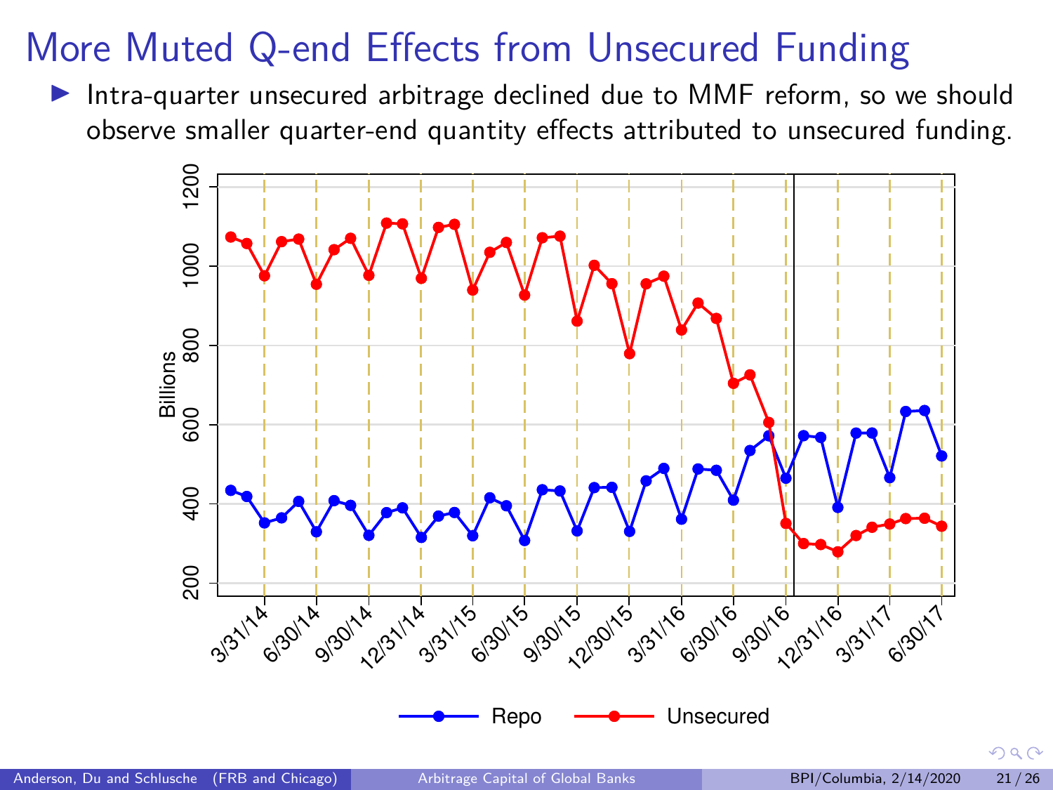# More Muted Q-end Effects from Unsecured Funding

- Intra-quarter unsecured arbitrage declined due to MMF reform, so we should observe smaller quarter-end quantity effects attributed to unsecured funding.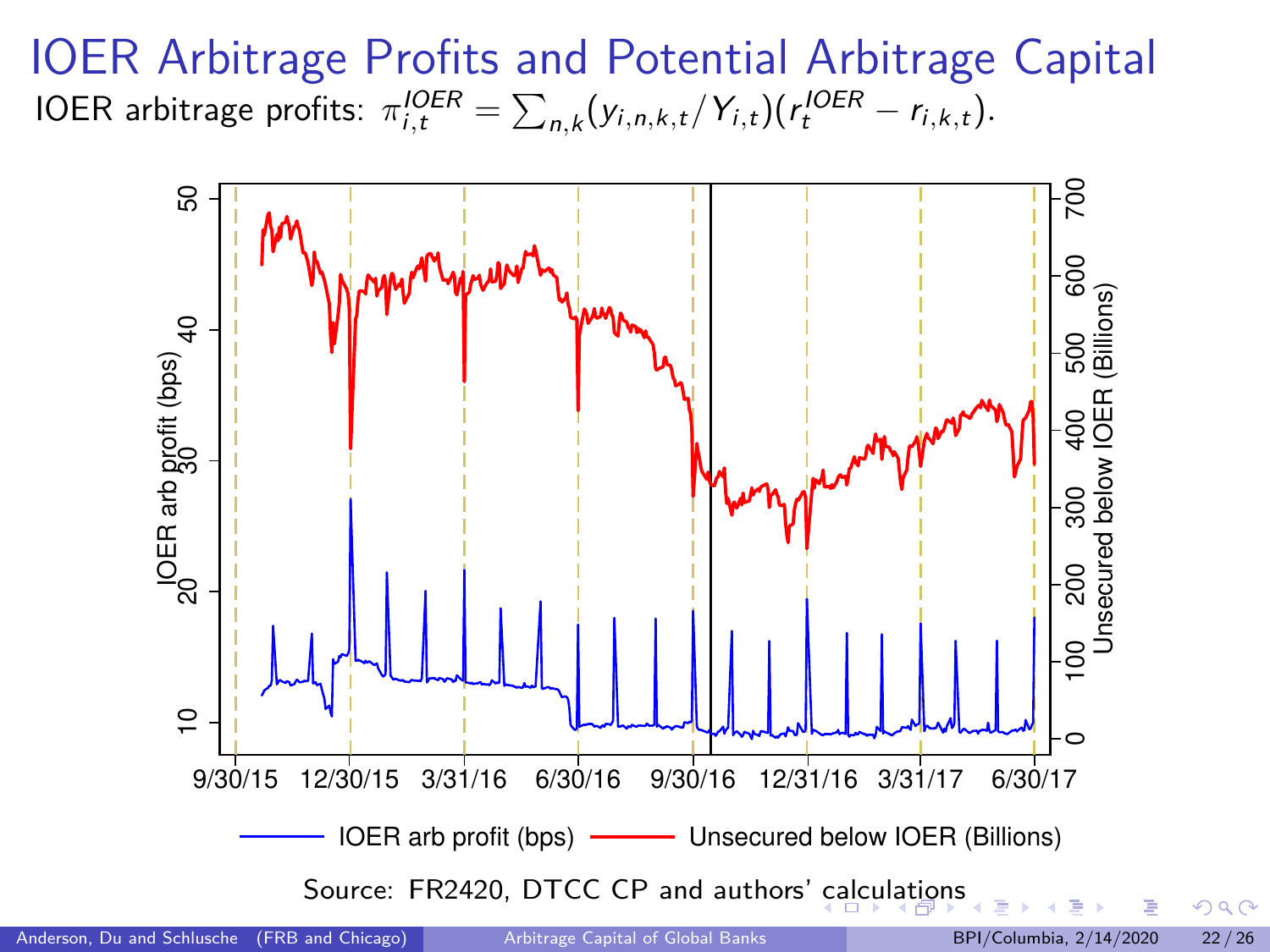# IOER Arbitrage Profits and Potential Arbitrage Capital

IOER arbitrage profits: $\pi^{IOER}_{i,t} = \sum_{n,k}(y_{i,n,k,t}/Y_{i,t})(r^{IOER}_t - r_{i,k,t})$.

Source: FR2420, DTCC CP and authors' calculations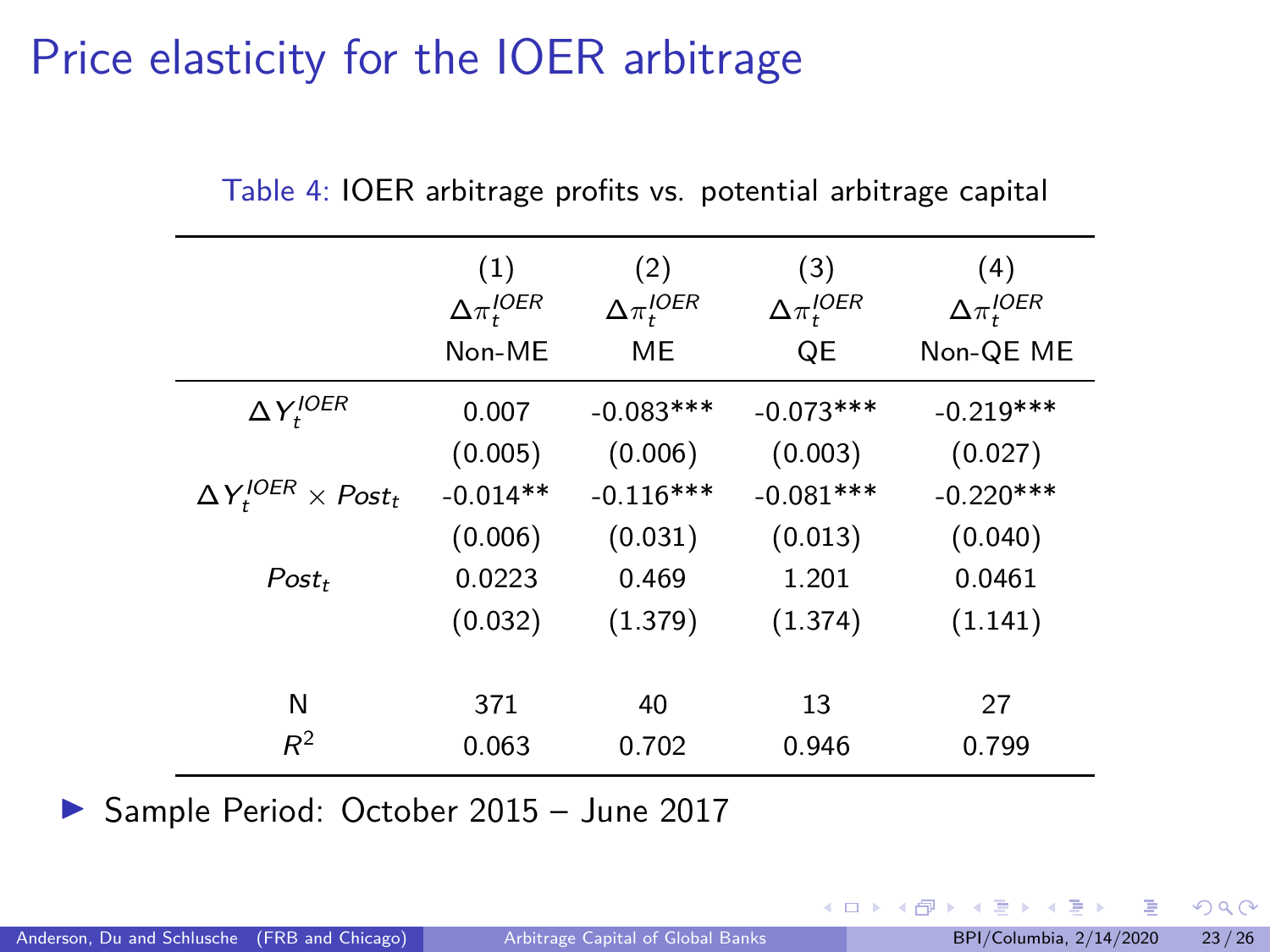# Price elasticity for the IOER arbitrage

Table 4: IOER arbitrage profits vs. potential arbitrage capital

| | (1) | (2) | (3) | (4) |
|---|---|---|---|---|
| | $\Delta\pi_t^{IOER}$ | $\Delta\pi_t^{IOER}$ | $\Delta\pi_t^{IOER}$ | $\Delta\pi_t^{IOER}$ |
| | Non-ME | ME | QE | Non-QE ME |
| $\Delta Y_t^{IOER}$ | 0.007 | -0.083*** | -0.073*** | -0.219*** |
| | (0.005) | (0.006) | (0.003) | (0.027) |
| $\Delta Y_t^{IOER} \times Post_t$ | -0.014** | -0.116*** | -0.081*** | -0.220*** |
| | (0.006) | (0.031) | (0.013) | (0.040) |
| $Post_t$ | 0.0223 | 0.469 | 1.201 | 0.0461 |
| | (0.032) | (1.379) | (1.374) | (1.141) |
| N | 371 | 40 | 13 | 27 |
| $R^2$ | 0.063 | 0.702 | 0.946 | 0.799 |

- Sample Period: October 2015 – June 2017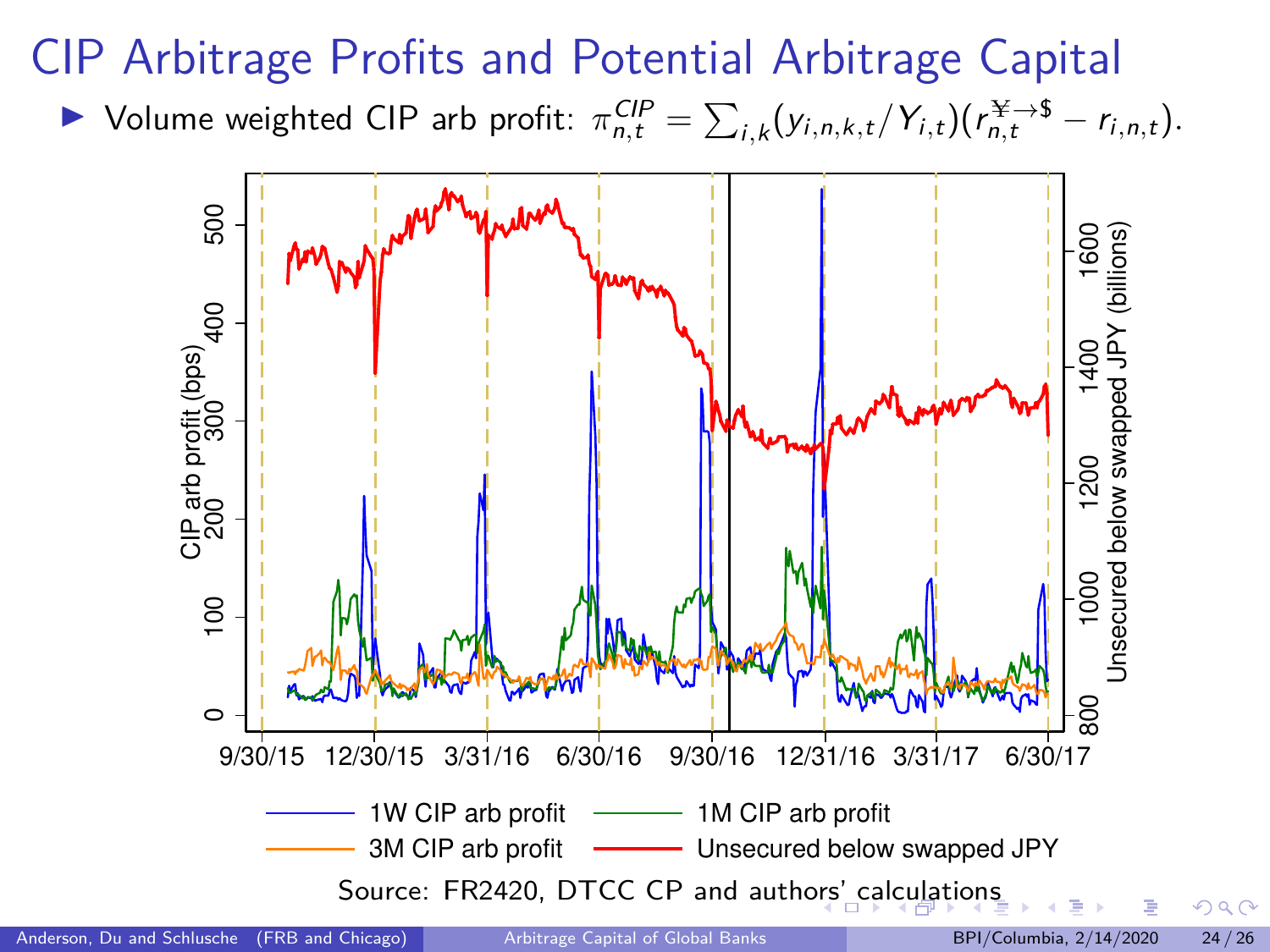# CIP Arbitrage Profits and Potential Arbitrage Capital

- Volume weighted CIP arb profit: $\pi^{CIP}_{n,t} = \sum_{i,k}(y_{i,n,k,t}/Y_{i,t})(r^{¥\to\$}_{n,t} - r_{i,n,t})$.

Source: FR2420, DTCC CP and authors' calculations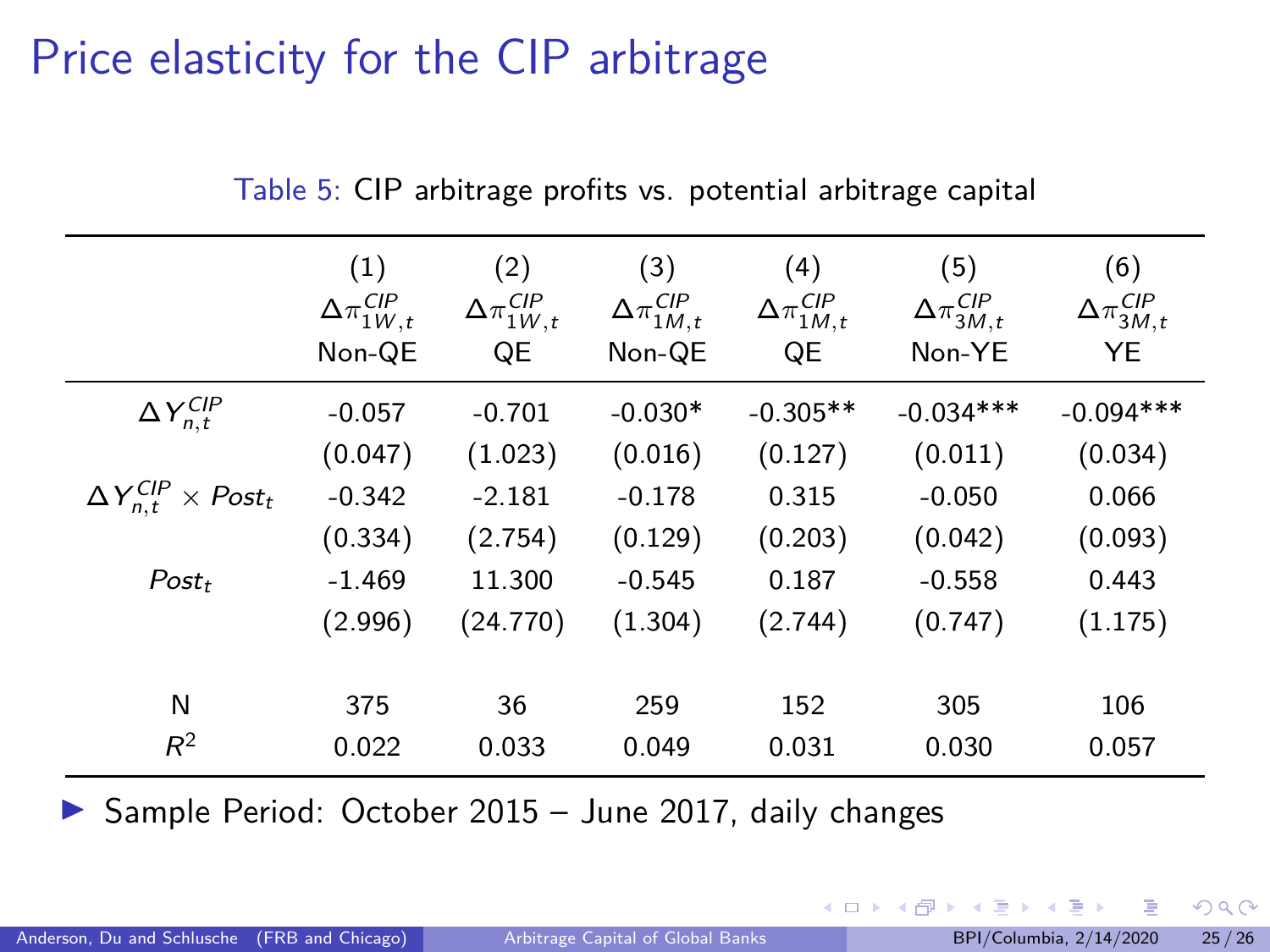# Price elasticity for the CIP arbitrage

Table 5: CIP arbitrage profits vs. potential arbitrage capital

| | (1) | (2) | (3) | (4) | (5) | (6) |
|---|---|---|---|---|---|---|
| | $\Delta\pi^{CIP}_{1W,t}$ | $\Delta\pi^{CIP}_{1W,t}$ | $\Delta\pi^{CIP}_{1M,t}$ | $\Delta\pi^{CIP}_{1M,t}$ | $\Delta\pi^{CIP}_{3M,t}$ | $\Delta\pi^{CIP}_{3M,t}$ |
| | Non-QE | QE | Non-QE | QE | Non-YE | YE |
| $\Delta Y^{CIP}_{n,t}$ | -0.057 | -0.701 | -0.030* | -0.305** | -0.034*** | -0.094*** |
| | (0.047) | (1.023) | (0.016) | (0.127) | (0.011) | (0.034) |
| $\Delta Y^{CIP}_{n,t} \times Post_t$ | -0.342 | -2.181 | -0.178 | 0.315 | -0.050 | 0.066 |
| | (0.334) | (2.754) | (0.129) | (0.203) | (0.042) | (0.093) |
| $Post_t$ | -1.469 | 11.300 | -0.545 | 0.187 | -0.558 | 0.443 |
| | (2.996) | (24.770) | (1.304) | (2.744) | (0.747) | (1.175) |
| N | 375 | 36 | 259 | 152 | 305 | 106 |
| $R^2$ | 0.022 | 0.033 | 0.049 | 0.031 | 0.030 | 0.057 |

- Sample Period: October 2015 – June 2017, daily changes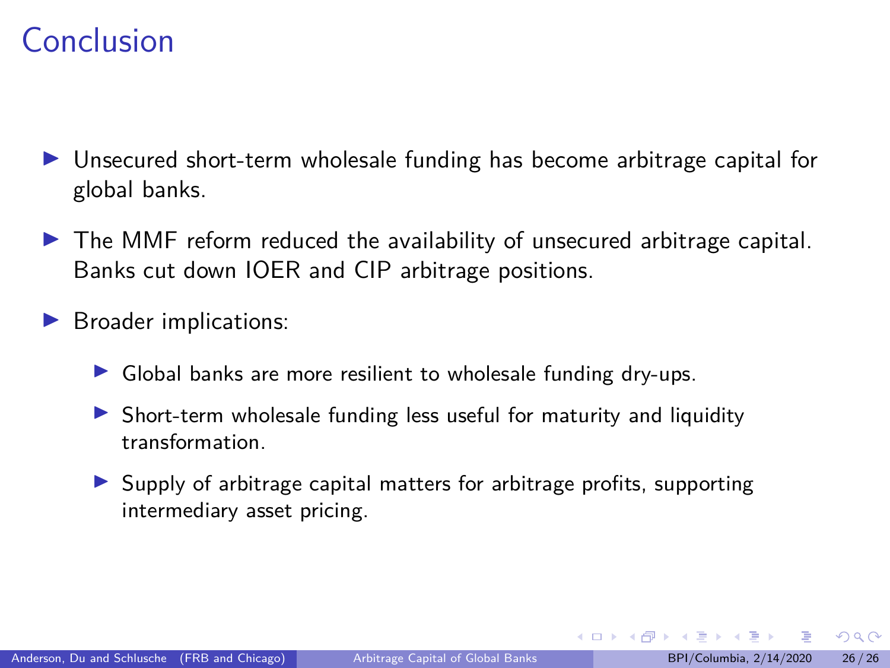# Conclusion

- Unsecured short-term wholesale funding has become arbitrage capital for global banks.
- The MMF reform reduced the availability of unsecured arbitrage capital. Banks cut down IOER and CIP arbitrage positions.
- Broader implications:
  - Global banks are more resilient to wholesale funding dry-ups.
  - Short-term wholesale funding less useful for maturity and liquidity transformation.
  - Supply of arbitrage capital matters for arbitrage profits, supporting intermediary asset pricing.